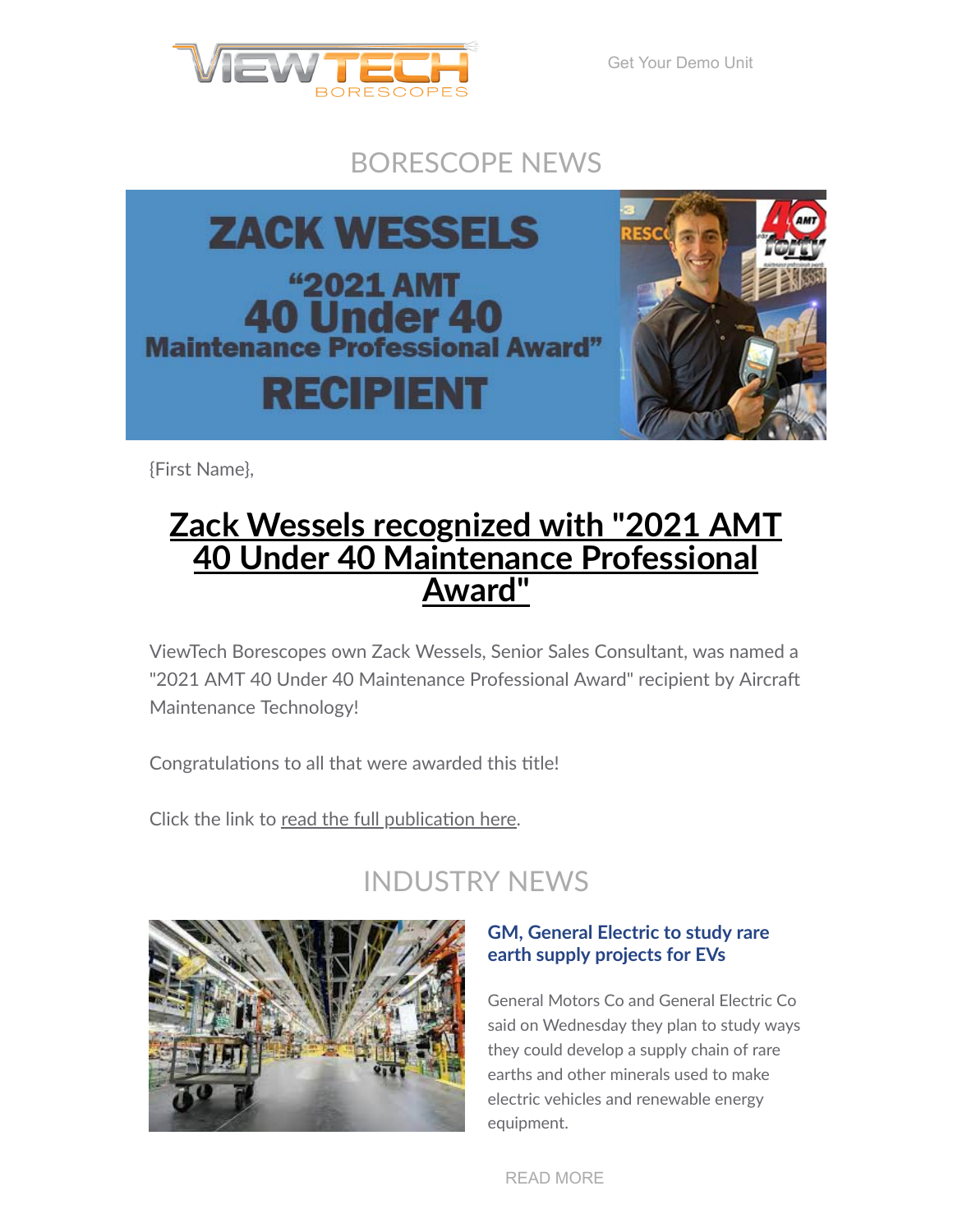Get Your Demo Unit

## BORESCOPE NEWS

{First Name},

# Zack Wessels recognized with "2021 AMT 40 Under 40 Maintenance Professional Award"

ViewTech Borescopes own Zack Wessels, Senior Sales Consultant, was named a "2021 AMT 40 Under 40 Maintenance Professional Award" recipient by Aircraft Maintenance Technology!

Congratulations to all that were awarded this title!

Click the link to read the full publication here.

## INDUSTRY NEWS

### GM, General Electric to study rare earth supply projects for EVs

General Motors Co and General Electric Co said on Wednesday they plan to study ways they could develop a supply chain of rare earths and other minerals used to make electric vehicles and renewable energy equipment.

READ MORE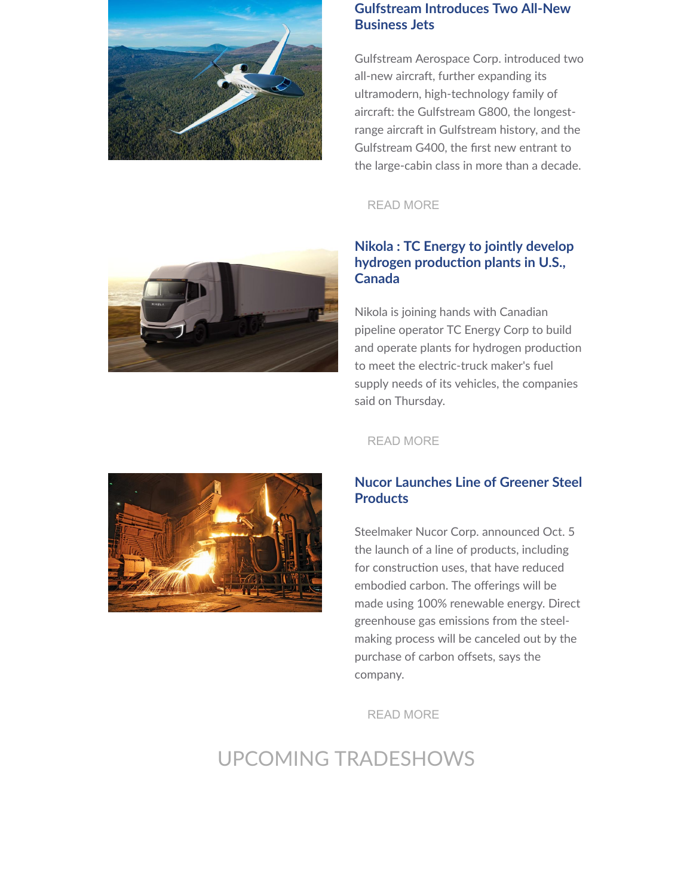### Gulfstream Introduces Two All-New Business Jets

Gulfstream Aerospace Corp. introduced two all-new aircraft, further expanding its ultramodern, high-technology family of aircraft: the Gulfstream G800, the longest-range aircraft in Gulfstream history, and the Gulfstream G400, the first new entrant to the large-cabin class in more than a decade.

READ MORE

### Nikola : TC Energy to jointly develop hydrogen production plants in U.S., Canada

Nikola is joining hands with Canadian pipeline operator TC Energy Corp to build and operate plants for hydrogen production to meet the electric-truck maker's fuel supply needs of its vehicles, the companies said on Thursday.

READ MORE

### Nucor Launches Line of Greener Steel Products

Steelmaker Nucor Corp. announced Oct. 5 the launch of a line of products, including for construction uses, that have reduced embodied carbon. The offerings will be made using 100% renewable energy. Direct greenhouse gas emissions from the steel-making process will be canceled out by the purchase of carbon offsets, says the company.

READ MORE

## UPCOMING TRADESHOWS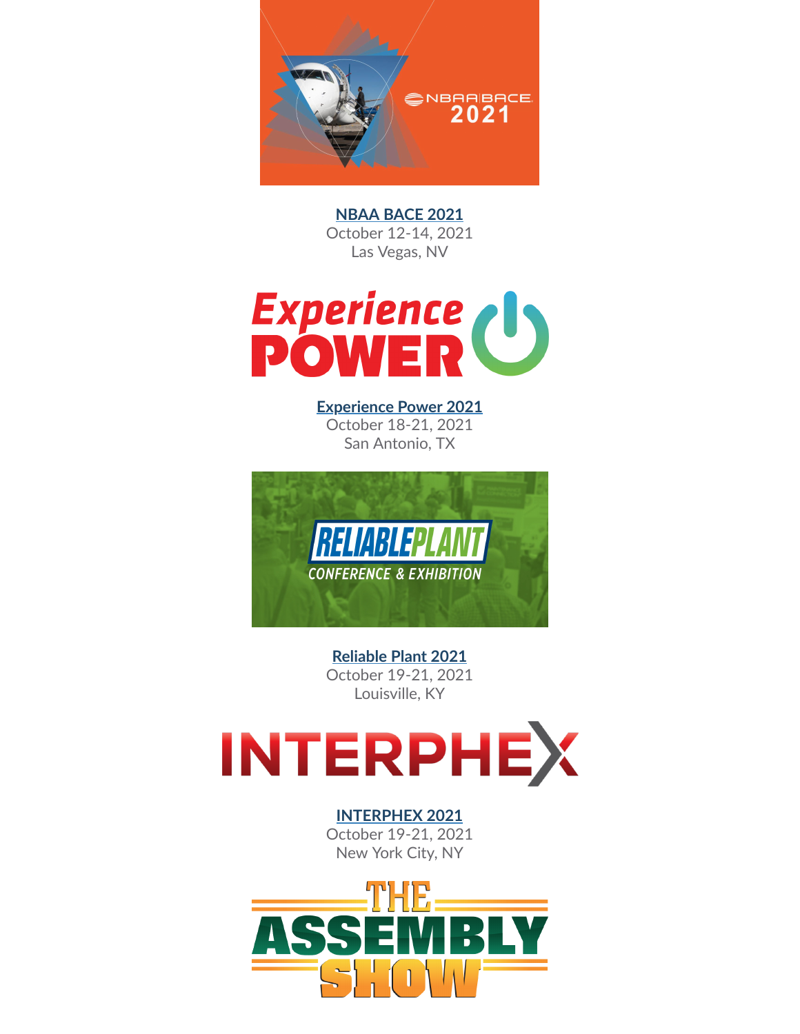**NBAA BACE 2021**
October 12-14, 2021
Las Vegas, NV

**Experience Power 2021**
October 18-21, 2021
San Antonio, TX

**Reliable Plant 2021**
October 19-21, 2021
Louisville, KY

**INTERPHEX 2021**
October 19-21, 2021
New York City, NY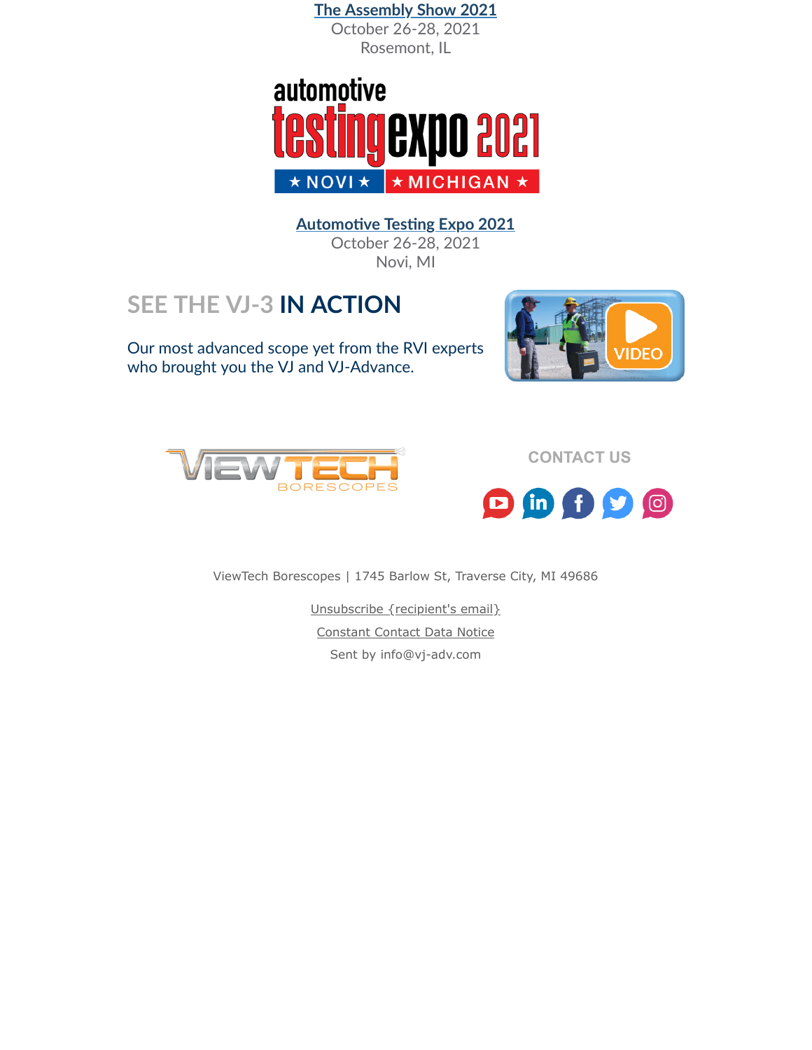**The Assembly Show 2021**
October 26-28, 2021
Rosemont, IL

automotive testing expo 2021
★ NOVI ★ ★ MICHIGAN ★

**Automotive Testing Expo 2021**
October 26-28, 2021
Novi, MI

## SEE THE VJ-3 IN ACTION

Our most advanced scope yet from the RVI experts who brought you the VJ and VJ-Advance.

VIDEO

VIEWTECH BORESCOPES

CONTACT US

ViewTech Borescopes | 1745 Barlow St, Traverse City, MI 49686

Unsubscribe {recipient's email}

Constant Contact Data Notice

Sent by info@vj-adv.com